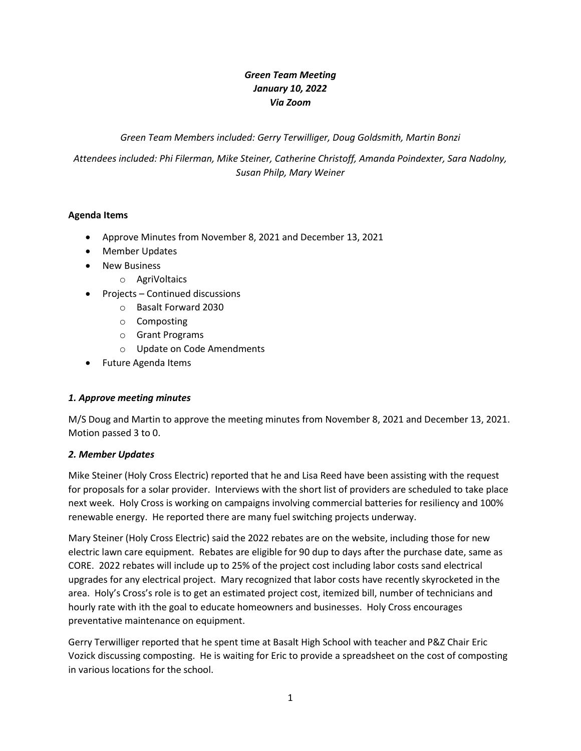***Green Team Meeting***
***January 10, 2022***
***Via Zoom***

*Green Team Members included: Gerry Terwilliger, Doug Goldsmith, Martin Bonzi*

*Attendees included: Phi Filerman, Mike Steiner, Catherine Christoff, Amanda Poindexter, Sara Nadolny, Susan Philp, Mary Weiner*

**Agenda Items**

- Approve Minutes from November 8, 2021 and December 13, 2021
- Member Updates
- New Business
    - AgriVoltaics
- Projects – Continued discussions
    - Basalt Forward 2030
    - Composting
    - Grant Programs
    - Update on Code Amendments
- Future Agenda Items

### *1. Approve meeting minutes*

M/S Doug and Martin to approve the meeting minutes from November 8, 2021 and December 13, 2021. Motion passed 3 to 0.

### *2. Member Updates*

Mike Steiner (Holy Cross Electric) reported that he and Lisa Reed have been assisting with the request for proposals for a solar provider. Interviews with the short list of providers are scheduled to take place next week. Holy Cross is working on campaigns involving commercial batteries for resiliency and 100% renewable energy. He reported there are many fuel switching projects underway.

Mary Steiner (Holy Cross Electric) said the 2022 rebates are on the website, including those for new electric lawn care equipment. Rebates are eligible for 90 dup to days after the purchase date, same as CORE. 2022 rebates will include up to 25% of the project cost including labor costs sand electrical upgrades for any electrical project. Mary recognized that labor costs have recently skyrocketed in the area. Holy's Cross's role is to get an estimated project cost, itemized bill, number of technicians and hourly rate with ith the goal to educate homeowners and businesses. Holy Cross encourages preventative maintenance on equipment.

Gerry Terwilliger reported that he spent time at Basalt High School with teacher and P&Z Chair Eric Vozick discussing composting. He is waiting for Eric to provide a spreadsheet on the cost of composting in various locations for the school.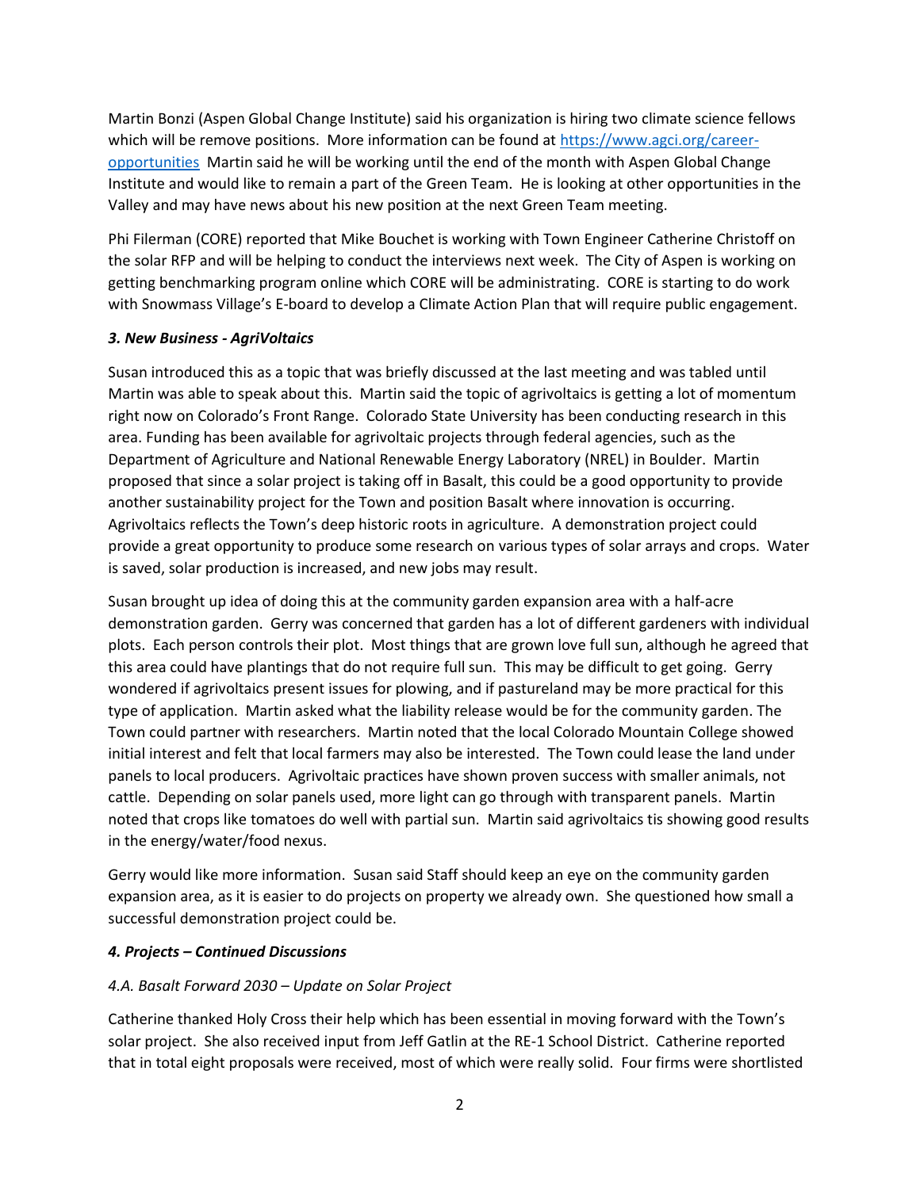Martin Bonzi (Aspen Global Change Institute) said his organization is hiring two climate science fellows which will be remove positions. More information can be found at [https://www.agci.org/career-opportunities](https://www.agci.org/career-opportunities) Martin said he will be working until the end of the month with Aspen Global Change Institute and would like to remain a part of the Green Team. He is looking at other opportunities in the Valley and may have news about his new position at the next Green Team meeting.

Phi Filerman (CORE) reported that Mike Bouchet is working with Town Engineer Catherine Christoff on the solar RFP and will be helping to conduct the interviews next week. The City of Aspen is working on getting benchmarking program online which CORE will be administrating. CORE is starting to do work with Snowmass Village's E-board to develop a Climate Action Plan that will require public engagement.

***3. New Business - AgriVoltaics***

Susan introduced this as a topic that was briefly discussed at the last meeting and was tabled until Martin was able to speak about this. Martin said the topic of agrivoltaics is getting a lot of momentum right now on Colorado's Front Range. Colorado State University has been conducting research in this area. Funding has been available for agrivoltaic projects through federal agencies, such as the Department of Agriculture and National Renewable Energy Laboratory (NREL) in Boulder. Martin proposed that since a solar project is taking off in Basalt, this could be a good opportunity to provide another sustainability project for the Town and position Basalt where innovation is occurring. Agrivoltaics reflects the Town's deep historic roots in agriculture. A demonstration project could provide a great opportunity to produce some research on various types of solar arrays and crops. Water is saved, solar production is increased, and new jobs may result.

Susan brought up idea of doing this at the community garden expansion area with a half-acre demonstration garden. Gerry was concerned that garden has a lot of different gardeners with individual plots. Each person controls their plot. Most things that are grown love full sun, although he agreed that this area could have plantings that do not require full sun. This may be difficult to get going. Gerry wondered if agrivoltaics present issues for plowing, and if pastureland may be more practical for this type of application. Martin asked what the liability release would be for the community garden. The Town could partner with researchers. Martin noted that the local Colorado Mountain College showed initial interest and felt that local farmers may also be interested. The Town could lease the land under panels to local producers. Agrivoltaic practices have shown proven success with smaller animals, not cattle. Depending on solar panels used, more light can go through with transparent panels. Martin noted that crops like tomatoes do well with partial sun. Martin said agrivoltaics tis showing good results in the energy/water/food nexus.

Gerry would like more information. Susan said Staff should keep an eye on the community garden expansion area, as it is easier to do projects on property we already own. She questioned how small a successful demonstration project could be.

***4. Projects – Continued Discussions***

*4.A. Basalt Forward 2030 – Update on Solar Project*

Catherine thanked Holy Cross their help which has been essential in moving forward with the Town's solar project. She also received input from Jeff Gatlin at the RE-1 School District. Catherine reported that in total eight proposals were received, most of which were really solid. Four firms were shortlisted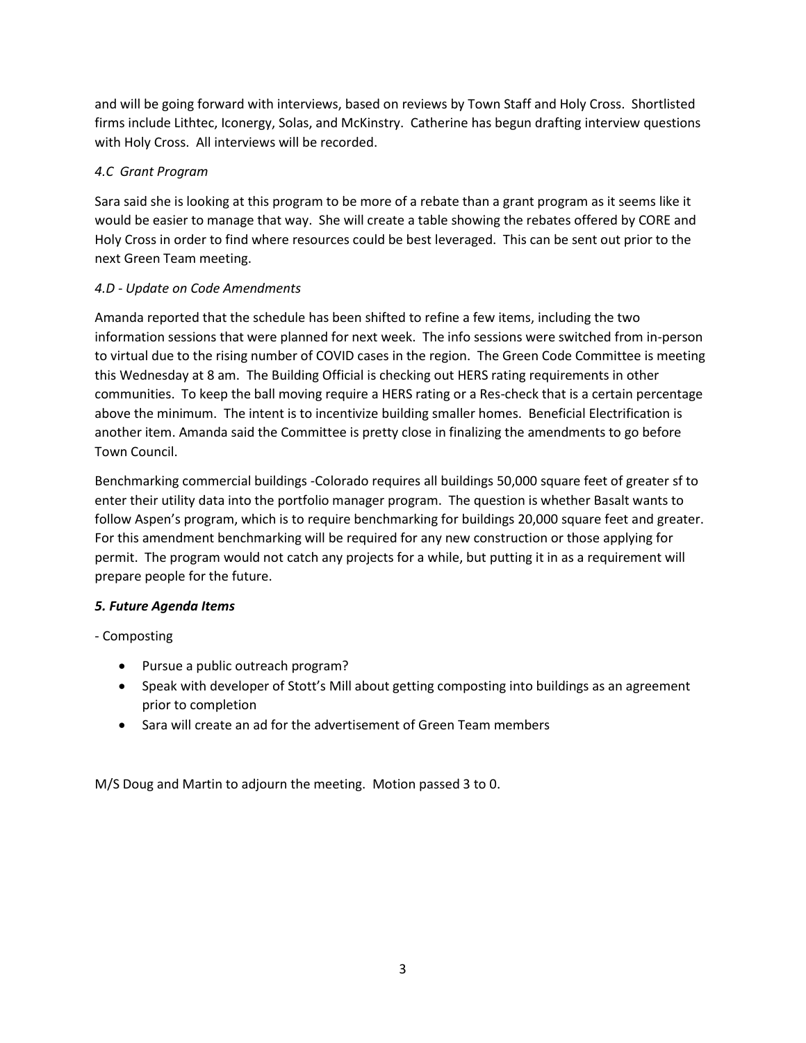and will be going forward with interviews, based on reviews by Town Staff and Holy Cross. Shortlisted firms include Lithtec, Iconergy, Solas, and McKinstry. Catherine has begun drafting interview questions with Holy Cross. All interviews will be recorded.

*4.C Grant Program*

Sara said she is looking at this program to be more of a rebate than a grant program as it seems like it would be easier to manage that way. She will create a table showing the rebates offered by CORE and Holy Cross in order to find where resources could be best leveraged. This can be sent out prior to the next Green Team meeting.

*4.D - Update on Code Amendments*

Amanda reported that the schedule has been shifted to refine a few items, including the two information sessions that were planned for next week. The info sessions were switched from in-person to virtual due to the rising number of COVID cases in the region. The Green Code Committee is meeting this Wednesday at 8 am. The Building Official is checking out HERS rating requirements in other communities. To keep the ball moving require a HERS rating or a Res-check that is a certain percentage above the minimum. The intent is to incentivize building smaller homes. Beneficial Electrification is another item. Amanda said the Committee is pretty close in finalizing the amendments to go before Town Council.

Benchmarking commercial buildings -Colorado requires all buildings 50,000 square feet of greater sf to enter their utility data into the portfolio manager program. The question is whether Basalt wants to follow Aspen's program, which is to require benchmarking for buildings 20,000 square feet and greater. For this amendment benchmarking will be required for any new construction or those applying for permit. The program would not catch any projects for a while, but putting it in as a requirement will prepare people for the future.

***5. Future Agenda Items***

- Composting

- Pursue a public outreach program?
- Speak with developer of Stott's Mill about getting composting into buildings as an agreement prior to completion
- Sara will create an ad for the advertisement of Green Team members

M/S Doug and Martin to adjourn the meeting. Motion passed 3 to 0.